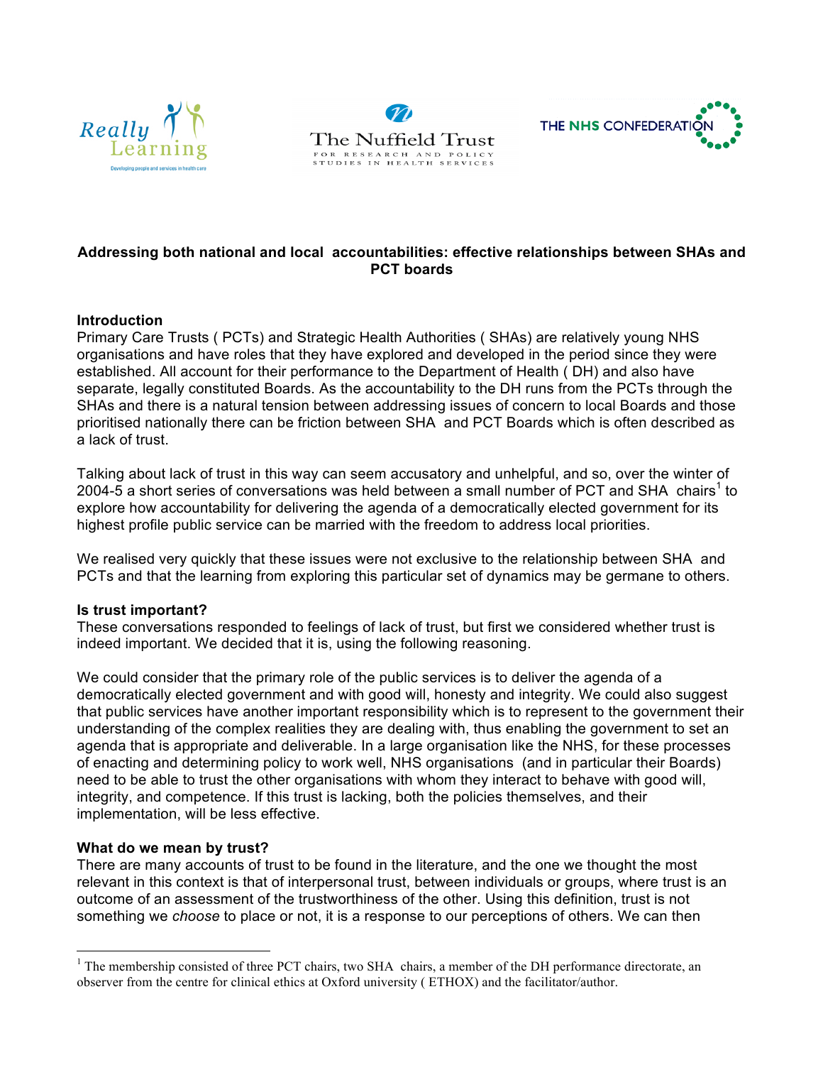Really Learning — Developing people and services in health care

The Nuffield Trust for Research and Policy Studies in Health Services

THE NHS CONFEDERATION

**Addressing both national and local accountabilities: effective relationships between SHAs and PCT boards**

## Introduction

Primary Care Trusts ( PCTs) and Strategic Health Authorities ( SHAs) are relatively young NHS organisations and have roles that they have explored and developed in the period since they were established. All account for their performance to the Department of Health ( DH) and also have separate, legally constituted Boards. As the accountability to the DH runs from the PCTs through the SHAs and there is a natural tension between addressing issues of concern to local Boards and those prioritised nationally there can be friction between SHA and PCT Boards which is often described as a lack of trust.

Talking about lack of trust in this way can seem accusatory and unhelpful, and so, over the winter of 2004-5 a short series of conversations was held between a small number of PCT and SHA chairs[1] to explore how accountability for delivering the agenda of a democratically elected government for its highest profile public service can be married with the freedom to address local priorities.

We realised very quickly that these issues were not exclusive to the relationship between SHA and PCTs and that the learning from exploring this particular set of dynamics may be germane to others.

## Is trust important?

These conversations responded to feelings of lack of trust, but first we considered whether trust is indeed important. We decided that it is, using the following reasoning.

We could consider that the primary role of the public services is to deliver the agenda of a democratically elected government and with good will, honesty and integrity. We could also suggest that public services have another important responsibility which is to represent to the government their understanding of the complex realities they are dealing with, thus enabling the government to set an agenda that is appropriate and deliverable. In a large organisation like the NHS, for these processes of enacting and determining policy to work well, NHS organisations (and in particular their Boards) need to be able to trust the other organisations with whom they interact to behave with good will, integrity, and competence. If this trust is lacking, both the policies themselves, and their implementation, will be less effective.

## What do we mean by trust?

There are many accounts of trust to be found in the literature, and the one we thought the most relevant in this context is that of interpersonal trust, between individuals or groups, where trust is an outcome of an assessment of the trustworthiness of the other. Using this definition, trust is not something we *choose* to place or not, it is a response to our perceptions of others. We can then

[1] The membership consisted of three PCT chairs, two SHA chairs, a member of the DH performance directorate, an observer from the centre for clinical ethics at Oxford university ( ETHOX) and the facilitator/author.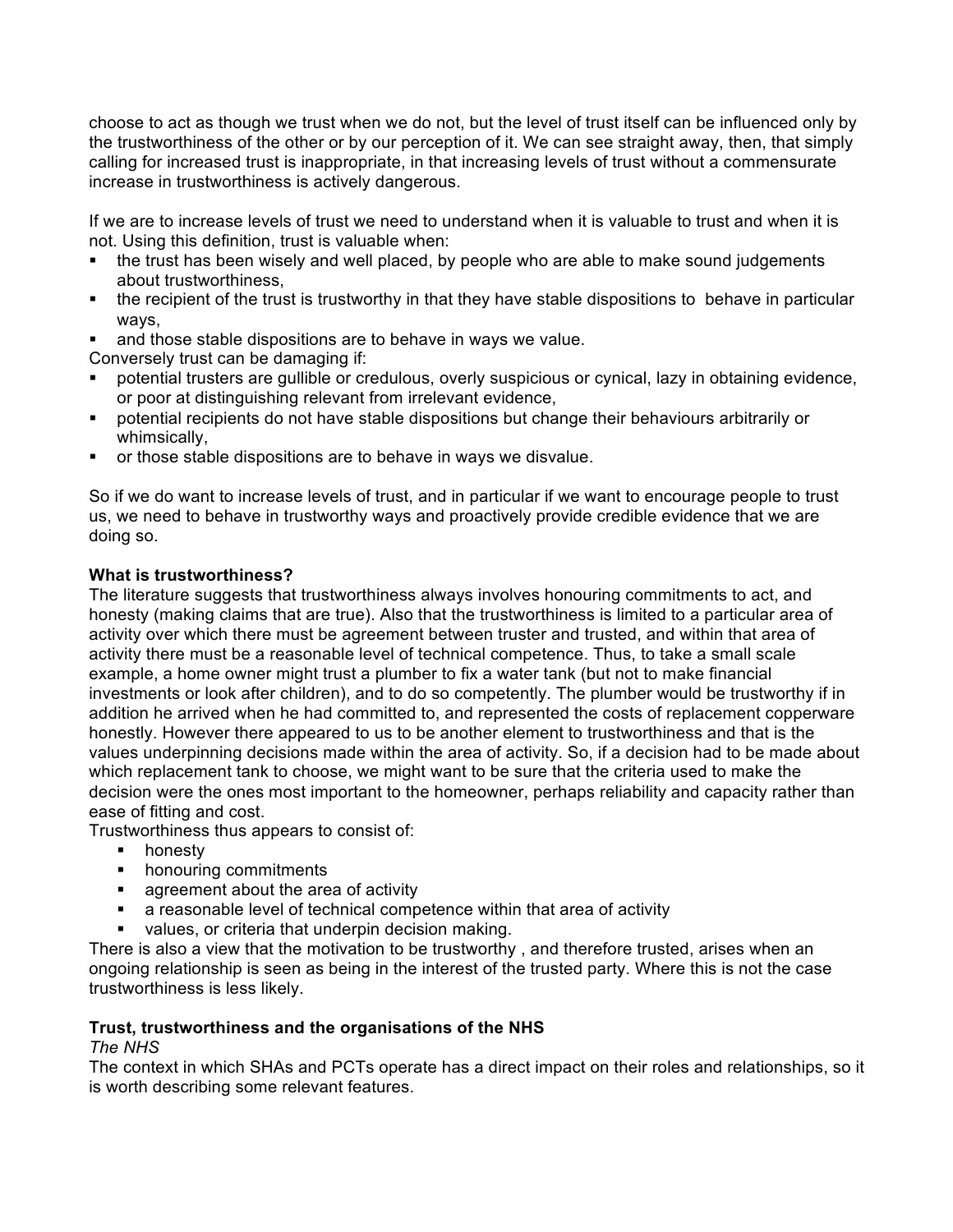choose to act as though we trust when we do not, but the level of trust itself can be influenced only by the trustworthiness of the other or by our perception of it. We can see straight away, then, that simply calling for increased trust is inappropriate, in that increasing levels of trust without a commensurate increase in trustworthiness is actively dangerous.

If we are to increase levels of trust we need to understand when it is valuable to trust and when it is not. Using this definition, trust is valuable when:

- the trust has been wisely and well placed, by people who are able to make sound judgements about trustworthiness,
- the recipient of the trust is trustworthy in that they have stable dispositions to behave in particular ways,
- and those stable dispositions are to behave in ways we value.

Conversely trust can be damaging if:

- potential trusters are gullible or credulous, overly suspicious or cynical, lazy in obtaining evidence, or poor at distinguishing relevant from irrelevant evidence,
- potential recipients do not have stable dispositions but change their behaviours arbitrarily or whimsically,
- or those stable dispositions are to behave in ways we disvalue.

So if we do want to increase levels of trust, and in particular if we want to encourage people to trust us, we need to behave in trustworthy ways and proactively provide credible evidence that we are doing so.

**What is trustworthiness?**

The literature suggests that trustworthiness always involves honouring commitments to act, and honesty (making claims that are true). Also that the trustworthiness is limited to a particular area of activity over which there must be agreement between truster and trusted, and within that area of activity there must be a reasonable level of technical competence. Thus, to take a small scale example, a home owner might trust a plumber to fix a water tank (but not to make financial investments or look after children), and to do so competently. The plumber would be trustworthy if in addition he arrived when he had committed to, and represented the costs of replacement copperware honestly. However there appeared to us to be another element to trustworthiness and that is the values underpinning decisions made within the area of activity. So, if a decision had to be made about which replacement tank to choose, we might want to be sure that the criteria used to make the decision were the ones most important to the homeowner, perhaps reliability and capacity rather than ease of fitting and cost.

Trustworthiness thus appears to consist of:

- honesty
- honouring commitments
- agreement about the area of activity
- a reasonable level of technical competence within that area of activity
- values, or criteria that underpin decision making.

There is also a view that the motivation to be trustworthy , and therefore trusted, arises when an ongoing relationship is seen as being in the interest of the trusted party. Where this is not the case trustworthiness is less likely.

**Trust, trustworthiness and the organisations of the NHS**

*The NHS*

The context in which SHAs and PCTs operate has a direct impact on their roles and relationships, so it is worth describing some relevant features.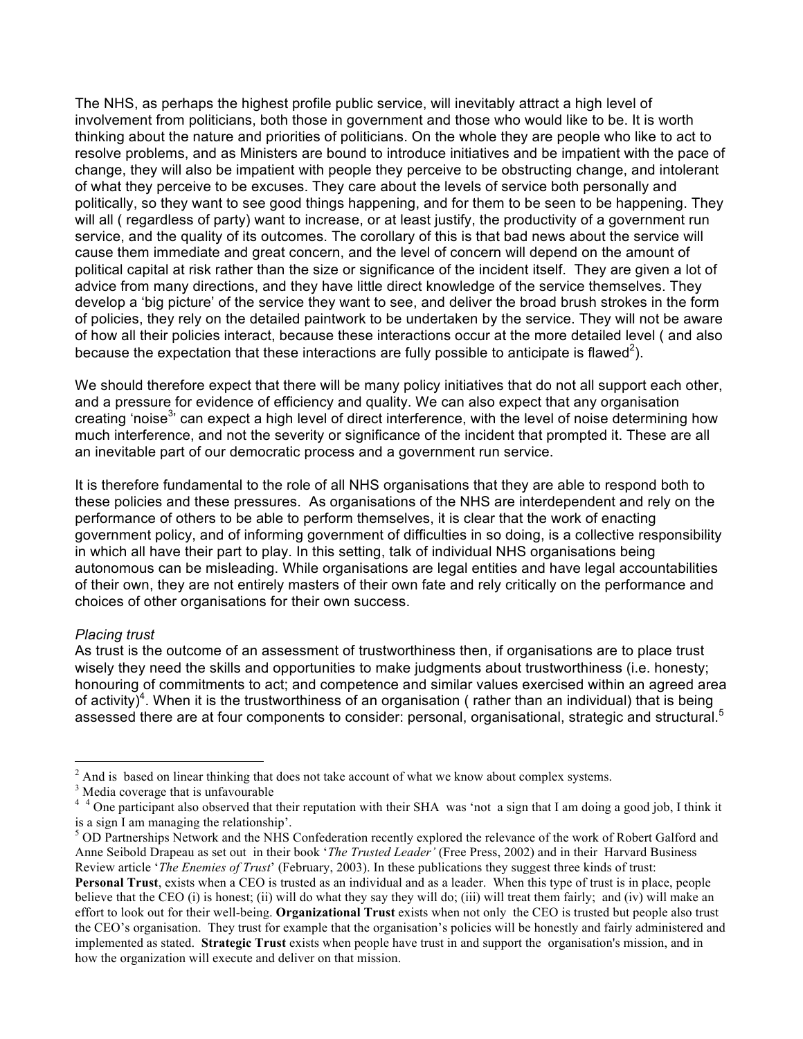The NHS, as perhaps the highest profile public service, will inevitably attract a high level of involvement from politicians, both those in government and those who would like to be. It is worth thinking about the nature and priorities of politicians. On the whole they are people who like to act to resolve problems, and as Ministers are bound to introduce initiatives and be impatient with the pace of change, they will also be impatient with people they perceive to be obstructing change, and intolerant of what they perceive to be excuses. They care about the levels of service both personally and politically, so they want to see good things happening, and for them to be seen to be happening. They will all ( regardless of party) want to increase, or at least justify, the productivity of a government run service, and the quality of its outcomes. The corollary of this is that bad news about the service will cause them immediate and great concern, and the level of concern will depend on the amount of political capital at risk rather than the size or significance of the incident itself. They are given a lot of advice from many directions, and they have little direct knowledge of the service themselves. They develop a 'big picture' of the service they want to see, and deliver the broad brush strokes in the form of policies, they rely on the detailed paintwork to be undertaken by the service. They will not be aware of how all their policies interact, because these interactions occur at the more detailed level ( and also because the expectation that these interactions are fully possible to anticipate is flawed[2]).

We should therefore expect that there will be many policy initiatives that do not all support each other, and a pressure for evidence of efficiency and quality. We can also expect that any organisation creating 'noise[3]' can expect a high level of direct interference, with the level of noise determining how much interference, and not the severity or significance of the incident that prompted it. These are all an inevitable part of our democratic process and a government run service.

It is therefore fundamental to the role of all NHS organisations that they are able to respond both to these policies and these pressures. As organisations of the NHS are interdependent and rely on the performance of others to be able to perform themselves, it is clear that the work of enacting government policy, and of informing government of difficulties in so doing, is a collective responsibility in which all have their part to play. In this setting, talk of individual NHS organisations being autonomous can be misleading. While organisations are legal entities and have legal accountabilities of their own, they are not entirely masters of their own fate and rely critically on the performance and choices of other organisations for their own success.

*Placing trust*

As trust is the outcome of an assessment of trustworthiness then, if organisations are to place trust wisely they need the skills and opportunities to make judgments about trustworthiness (i.e. honesty; honouring of commitments to act; and competence and similar values exercised within an agreed area of activity)[4]. When it is the trustworthiness of an organisation ( rather than an individual) that is being assessed there are at four components to consider: personal, organisational, strategic and structural.[5]

---

[2] And is based on linear thinking that does not take account of what we know about complex systems.

[3] Media coverage that is unfavourable

[4] [4] One participant also observed that their reputation with their SHA was 'not a sign that I am doing a good job, I think it is a sign I am managing the relationship'.

[5] OD Partnerships Network and the NHS Confederation recently explored the relevance of the work of Robert Galford and Anne Seibold Drapeau as set out in their book '*The Trusted Leader'* (Free Press, 2002) and in their Harvard Business Review article '*The Enemies of Trust*' (February, 2003). In these publications they suggest three kinds of trust: **Personal Trust**, exists when a CEO is trusted as an individual and as a leader. When this type of trust is in place, people believe that the CEO (i) is honest; (ii) will do what they say they will do; (iii) will treat them fairly; and (iv) will make an effort to look out for their well-being. **Organizational Trust** exists when not only the CEO is trusted but people also trust the CEO's organisation. They trust for example that the organisation's policies will be honestly and fairly administered and implemented as stated. **Strategic Trust** exists when people have trust in and support the organisation's mission, and in how the organization will execute and deliver on that mission.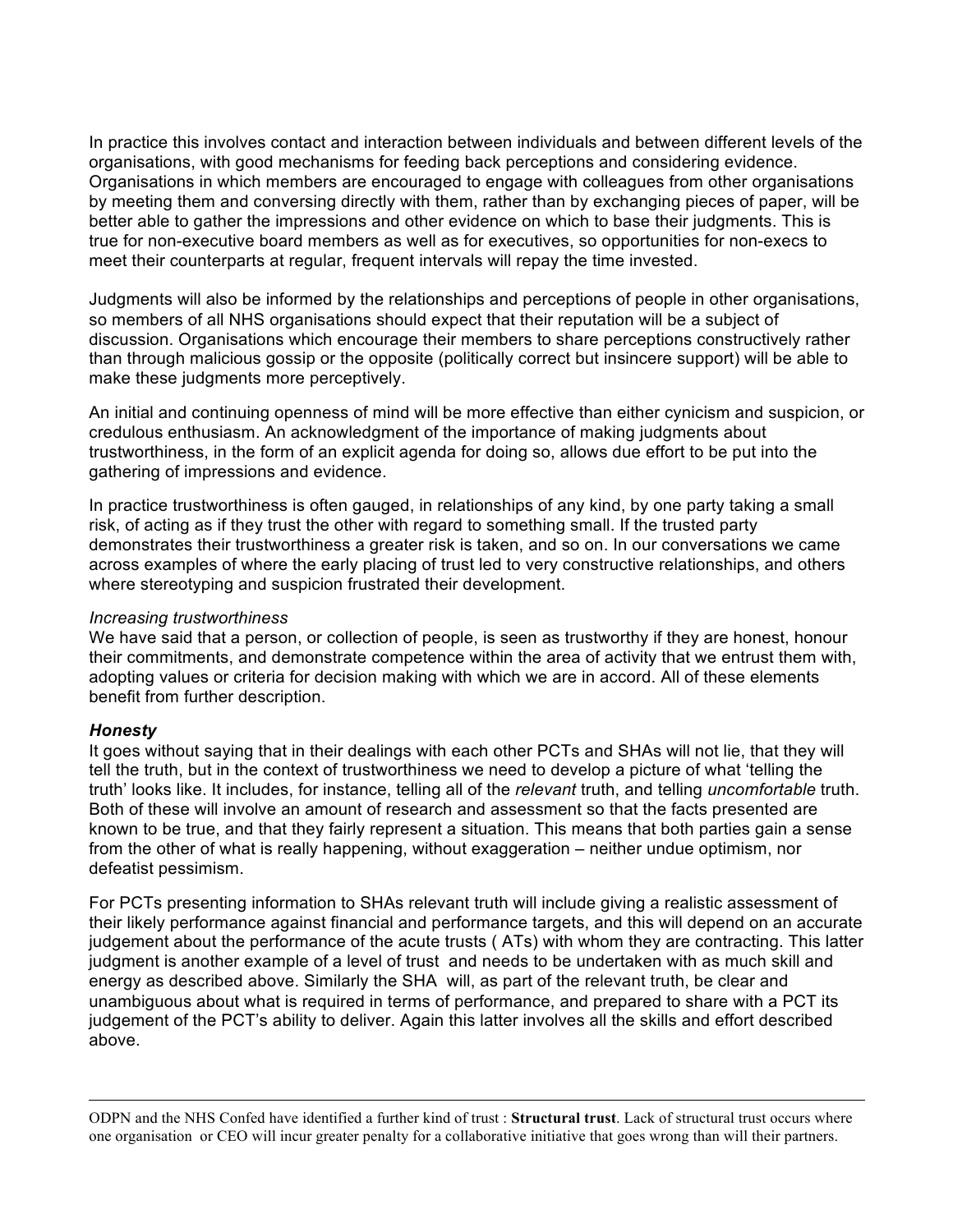In practice this involves contact and interaction between individuals and between different levels of the organisations, with good mechanisms for feeding back perceptions and considering evidence. Organisations in which members are encouraged to engage with colleagues from other organisations by meeting them and conversing directly with them, rather than by exchanging pieces of paper, will be better able to gather the impressions and other evidence on which to base their judgments. This is true for non-executive board members as well as for executives, so opportunities for non-execs to meet their counterparts at regular, frequent intervals will repay the time invested.

Judgments will also be informed by the relationships and perceptions of people in other organisations, so members of all NHS organisations should expect that their reputation will be a subject of discussion. Organisations which encourage their members to share perceptions constructively rather than through malicious gossip or the opposite (politically correct but insincere support) will be able to make these judgments more perceptively.

An initial and continuing openness of mind will be more effective than either cynicism and suspicion, or credulous enthusiasm. An acknowledgment of the importance of making judgments about trustworthiness, in the form of an explicit agenda for doing so, allows due effort to be put into the gathering of impressions and evidence.

In practice trustworthiness is often gauged, in relationships of any kind, by one party taking a small risk, of acting as if they trust the other with regard to something small. If the trusted party demonstrates their trustworthiness a greater risk is taken, and so on. In our conversations we came across examples of where the early placing of trust led to very constructive relationships, and others where stereotyping and suspicion frustrated their development.

*Increasing trustworthiness*

We have said that a person, or collection of people, is seen as trustworthy if they are honest, honour their commitments, and demonstrate competence within the area of activity that we entrust them with, adopting values or criteria for decision making with which we are in accord. All of these elements benefit from further description.

***Honesty***

It goes without saying that in their dealings with each other PCTs and SHAs will not lie, that they will tell the truth, but in the context of trustworthiness we need to develop a picture of what 'telling the truth' looks like. It includes, for instance, telling all of the *relevant* truth, and telling *uncomfortable* truth. Both of these will involve an amount of research and assessment so that the facts presented are known to be true, and that they fairly represent a situation. This means that both parties gain a sense from the other of what is really happening, without exaggeration – neither undue optimism, nor defeatist pessimism.

For PCTs presenting information to SHAs relevant truth will include giving a realistic assessment of their likely performance against financial and performance targets, and this will depend on an accurate judgement about the performance of the acute trusts ( ATs) with whom they are contracting. This latter judgment is another example of a level of trust and needs to be undertaken with as much skill and energy as described above. Similarly the SHA will, as part of the relevant truth, be clear and unambiguous about what is required in terms of performance, and prepared to share with a PCT its judgement of the PCT's ability to deliver. Again this latter involves all the skills and effort described above.

---

ODPN and the NHS Confed have identified a further kind of trust : **Structural trust**. Lack of structural trust occurs where one organisation or CEO will incur greater penalty for a collaborative initiative that goes wrong than will their partners.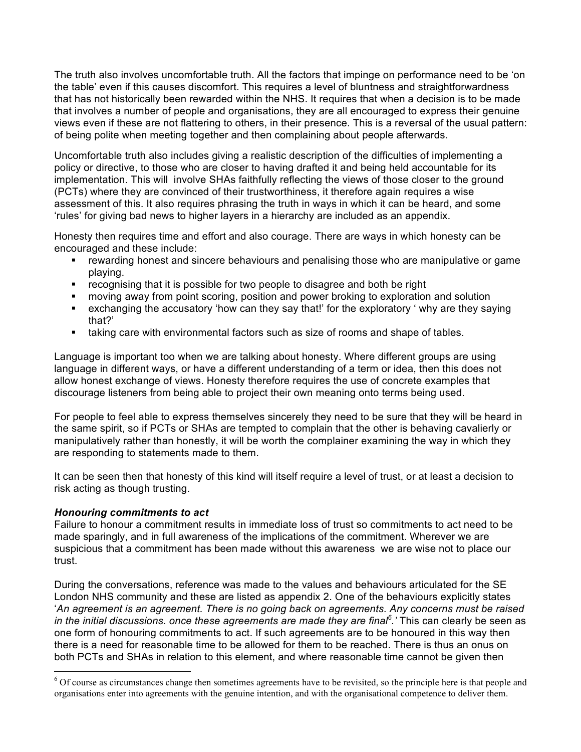The truth also involves uncomfortable truth. All the factors that impinge on performance need to be 'on the table' even if this causes discomfort. This requires a level of bluntness and straightforwardness that has not historically been rewarded within the NHS. It requires that when a decision is to be made that involves a number of people and organisations, they are all encouraged to express their genuine views even if these are not flattering to others, in their presence. This is a reversal of the usual pattern: of being polite when meeting together and then complaining about people afterwards.

Uncomfortable truth also includes giving a realistic description of the difficulties of implementing a policy or directive, to those who are closer to having drafted it and being held accountable for its implementation. This will involve SHAs faithfully reflecting the views of those closer to the ground (PCTs) where they are convinced of their trustworthiness, it therefore again requires a wise assessment of this. It also requires phrasing the truth in ways in which it can be heard, and some 'rules' for giving bad news to higher layers in a hierarchy are included as an appendix.

Honesty then requires time and effort and also courage. There are ways in which honesty can be encouraged and these include:

- rewarding honest and sincere behaviours and penalising those who are manipulative or game playing.
- recognising that it is possible for two people to disagree and both be right
- moving away from point scoring, position and power broking to exploration and solution
- exchanging the accusatory 'how can they say that!' for the exploratory ' why are they saying that?'
- taking care with environmental factors such as size of rooms and shape of tables.

Language is important too when we are talking about honesty. Where different groups are using language in different ways, or have a different understanding of a term or idea, then this does not allow honest exchange of views. Honesty therefore requires the use of concrete examples that discourage listeners from being able to project their own meaning onto terms being used.

For people to feel able to express themselves sincerely they need to be sure that they will be heard in the same spirit, so if PCTs or SHAs are tempted to complain that the other is behaving cavalierly or manipulatively rather than honestly, it will be worth the complainer examining the way in which they are responding to statements made to them.

It can be seen then that honesty of this kind will itself require a level of trust, or at least a decision to risk acting as though trusting.

***Honouring commitments to act***

Failure to honour a commitment results in immediate loss of trust so commitments to act need to be made sparingly, and in full awareness of the implications of the commitment. Wherever we are suspicious that a commitment has been made without this awareness we are wise not to place our trust.

During the conversations, reference was made to the values and behaviours articulated for the SE London NHS community and these are listed as appendix 2. One of the behaviours explicitly states '*An agreement is an agreement. There is no going back on agreements. Any concerns must be raised in the initial discussions. once these agreements are made they are final*[6]*.'* This can clearly be seen as one form of honouring commitments to act. If such agreements are to be honoured in this way then there is a need for reasonable time to be allowed for them to be reached. There is thus an onus on both PCTs and SHAs in relation to this element, and where reasonable time cannot be given then

---

[6] Of course as circumstances change then sometimes agreements have to be revisited, so the principle here is that people and organisations enter into agreements with the genuine intention, and with the organisational competence to deliver them.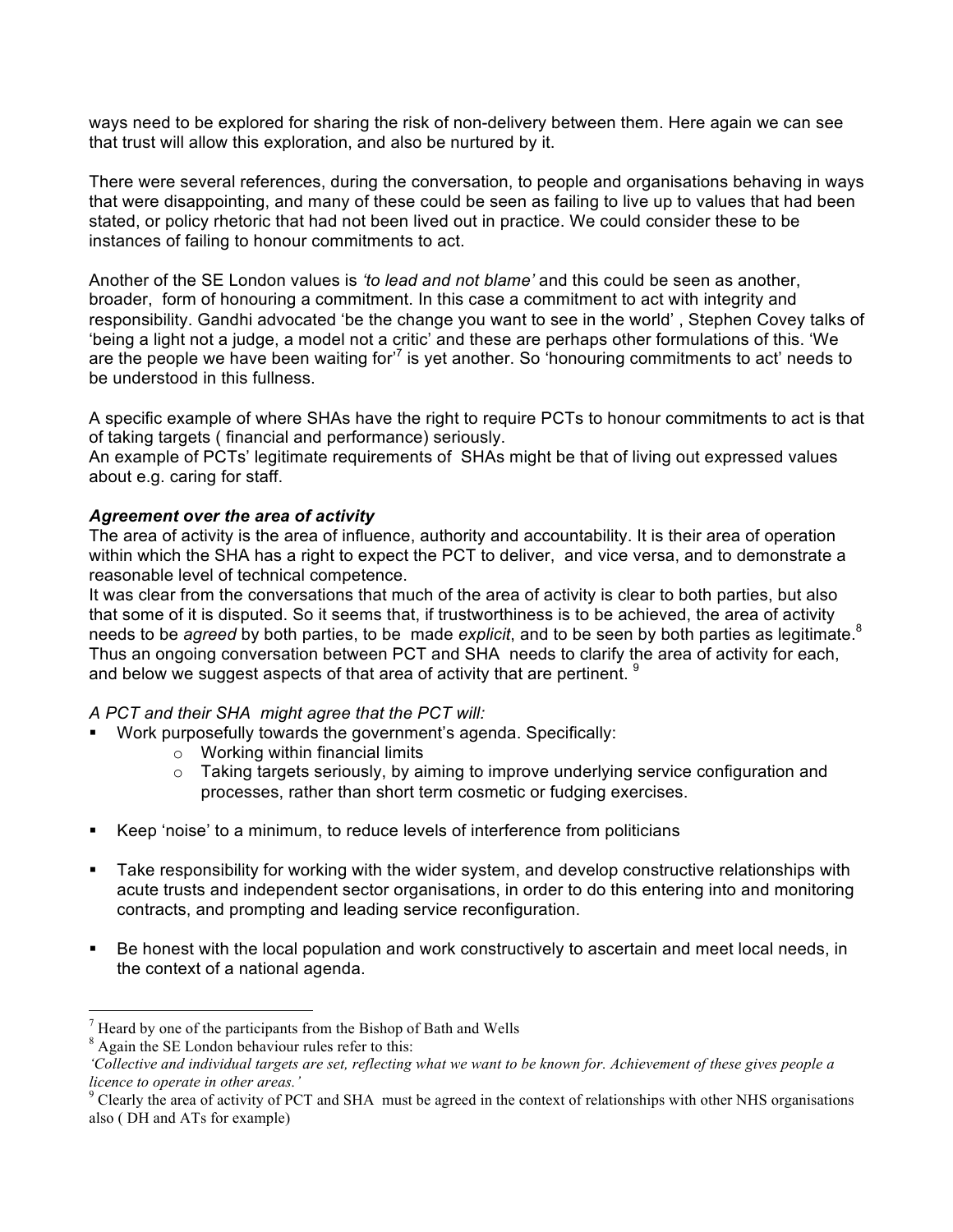ways need to be explored for sharing the risk of non-delivery between them. Here again we can see that trust will allow this exploration, and also be nurtured by it.

There were several references, during the conversation, to people and organisations behaving in ways that were disappointing, and many of these could be seen as failing to live up to values that had been stated, or policy rhetoric that had not been lived out in practice. We could consider these to be instances of failing to honour commitments to act.

Another of the SE London values is *'to lead and not blame'* and this could be seen as another, broader, form of honouring a commitment. In this case a commitment to act with integrity and responsibility. Gandhi advocated 'be the change you want to see in the world' , Stephen Covey talks of 'being a light not a judge, a model not a critic' and these are perhaps other formulations of this. 'We are the people we have been waiting for'[7] is yet another. So 'honouring commitments to act' needs to be understood in this fullness.

A specific example of where SHAs have the right to require PCTs to honour commitments to act is that of taking targets ( financial and performance) seriously.
An example of PCTs' legitimate requirements of SHAs might be that of living out expressed values about e.g. caring for staff.

***Agreement over the area of activity***

The area of activity is the area of influence, authority and accountability. It is their area of operation within which the SHA has a right to expect the PCT to deliver, and vice versa, and to demonstrate a reasonable level of technical competence.
It was clear from the conversations that much of the area of activity is clear to both parties, but also that some of it is disputed. So it seems that, if trustworthiness is to be achieved, the area of activity needs to be *agreed* by both parties, to be made *explicit*, and to be seen by both parties as legitimate.[8] Thus an ongoing conversation between PCT and SHA needs to clarify the area of activity for each, and below we suggest aspects of that area of activity that are pertinent.[9]

*A PCT and their SHA might agree that the PCT will:*

- Work purposefully towards the government's agenda. Specifically:
    - Working within financial limits
    - Taking targets seriously, by aiming to improve underlying service configuration and processes, rather than short term cosmetic or fudging exercises.
- Keep 'noise' to a minimum, to reduce levels of interference from politicians
- Take responsibility for working with the wider system, and develop constructive relationships with acute trusts and independent sector organisations, in order to do this entering into and monitoring contracts, and prompting and leading service reconfiguration.
- Be honest with the local population and work constructively to ascertain and meet local needs, in the context of a national agenda.

---

[7] Heard by one of the participants from the Bishop of Bath and Wells

[8] Again the SE London behaviour rules refer to this:
*'Collective and individual targets are set, reflecting what we want to be known for. Achievement of these gives people a licence to operate in other areas.'*

[9] Clearly the area of activity of PCT and SHA must be agreed in the context of relationships with other NHS organisations also ( DH and ATs for example)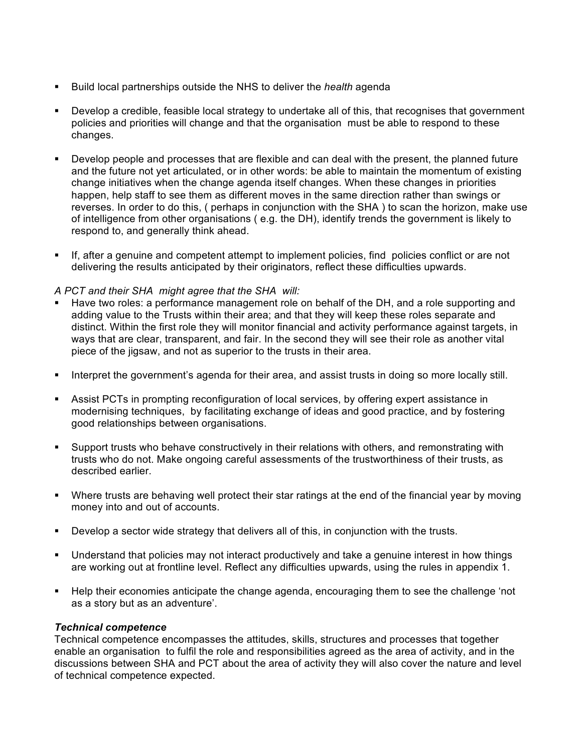- Build local partnerships outside the NHS to deliver the *health* agenda

- Develop a credible, feasible local strategy to undertake all of this, that recognises that government policies and priorities will change and that the organisation must be able to respond to these changes.

- Develop people and processes that are flexible and can deal with the present, the planned future and the future not yet articulated, or in other words: be able to maintain the momentum of existing change initiatives when the change agenda itself changes. When these changes in priorities happen, help staff to see them as different moves in the same direction rather than swings or reverses. In order to do this, ( perhaps in conjunction with the SHA ) to scan the horizon, make use of intelligence from other organisations ( e.g. the DH), identify trends the government is likely to respond to, and generally think ahead.

- If, after a genuine and competent attempt to implement policies, find policies conflict or are not delivering the results anticipated by their originators, reflect these difficulties upwards.

*A PCT and their SHA might agree that the SHA will:*

- Have two roles: a performance management role on behalf of the DH, and a role supporting and adding value to the Trusts within their area; and that they will keep these roles separate and distinct. Within the first role they will monitor financial and activity performance against targets, in ways that are clear, transparent, and fair. In the second they will see their role as another vital piece of the jigsaw, and not as superior to the trusts in their area.

- Interpret the government's agenda for their area, and assist trusts in doing so more locally still.

- Assist PCTs in prompting reconfiguration of local services, by offering expert assistance in modernising techniques, by facilitating exchange of ideas and good practice, and by fostering good relationships between organisations.

- Support trusts who behave constructively in their relations with others, and remonstrating with trusts who do not. Make ongoing careful assessments of the trustworthiness of their trusts, as described earlier.

- Where trusts are behaving well protect their star ratings at the end of the financial year by moving money into and out of accounts.

- Develop a sector wide strategy that delivers all of this, in conjunction with the trusts.

- Understand that policies may not interact productively and take a genuine interest in how things are working out at frontline level. Reflect any difficulties upwards, using the rules in appendix 1.

- Help their economies anticipate the change agenda, encouraging them to see the challenge 'not as a story but as an adventure'.

***Technical competence***

Technical competence encompasses the attitudes, skills, structures and processes that together enable an organisation to fulfil the role and responsibilities agreed as the area of activity, and in the discussions between SHA and PCT about the area of activity they will also cover the nature and level of technical competence expected.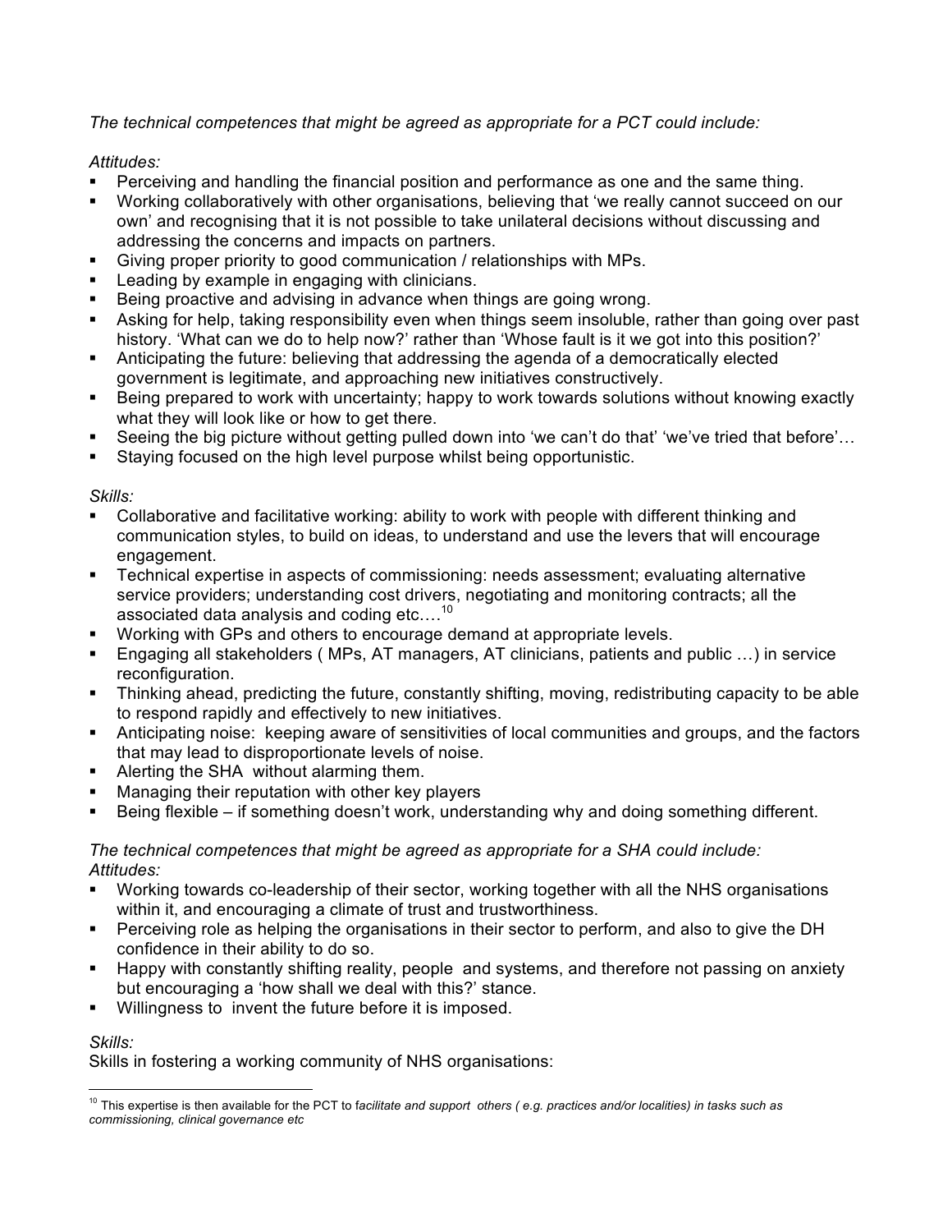*The technical competences that might be agreed as appropriate for a PCT could include:*

*Attitudes:*

- Perceiving and handling the financial position and performance as one and the same thing.
- Working collaboratively with other organisations, believing that 'we really cannot succeed on our own' and recognising that it is not possible to take unilateral decisions without discussing and addressing the concerns and impacts on partners.
- Giving proper priority to good communication / relationships with MPs.
- Leading by example in engaging with clinicians.
- Being proactive and advising in advance when things are going wrong.
- Asking for help, taking responsibility even when things seem insoluble, rather than going over past history. 'What can we do to help now?' rather than 'Whose fault is it we got into this position?'
- Anticipating the future: believing that addressing the agenda of a democratically elected government is legitimate, and approaching new initiatives constructively.
- Being prepared to work with uncertainty; happy to work towards solutions without knowing exactly what they will look like or how to get there.
- Seeing the big picture without getting pulled down into 'we can't do that' 'we've tried that before'…
- Staying focused on the high level purpose whilst being opportunistic.

*Skills:*

- Collaborative and facilitative working: ability to work with people with different thinking and communication styles, to build on ideas, to understand and use the levers that will encourage engagement.
- Technical expertise in aspects of commissioning: needs assessment; evaluating alternative service providers; understanding cost drivers, negotiating and monitoring contracts; all the associated data analysis and coding etc….[10]
- Working with GPs and others to encourage demand at appropriate levels.
- Engaging all stakeholders ( MPs, AT managers, AT clinicians, patients and public …) in service reconfiguration.
- Thinking ahead, predicting the future, constantly shifting, moving, redistributing capacity to be able to respond rapidly and effectively to new initiatives.
- Anticipating noise: keeping aware of sensitivities of local communities and groups, and the factors that may lead to disproportionate levels of noise.
- Alerting the SHA without alarming them.
- Managing their reputation with other key players
- Being flexible – if something doesn't work, understanding why and doing something different.

*The technical competences that might be agreed as appropriate for a SHA could include:*
*Attitudes:*

- Working towards co-leadership of their sector, working together with all the NHS organisations within it, and encouraging a climate of trust and trustworthiness.
- Perceiving role as helping the organisations in their sector to perform, and also to give the DH confidence in their ability to do so.
- Happy with constantly shifting reality, people and systems, and therefore not passing on anxiety but encouraging a 'how shall we deal with this?' stance.
- Willingness to invent the future before it is imposed.

*Skills:*

Skills in fostering a working community of NHS organisations:

---

[10] This expertise is then available for the PCT to *facilitate and support others ( e.g. practices and/or localities) in tasks such as commissioning, clinical governance etc*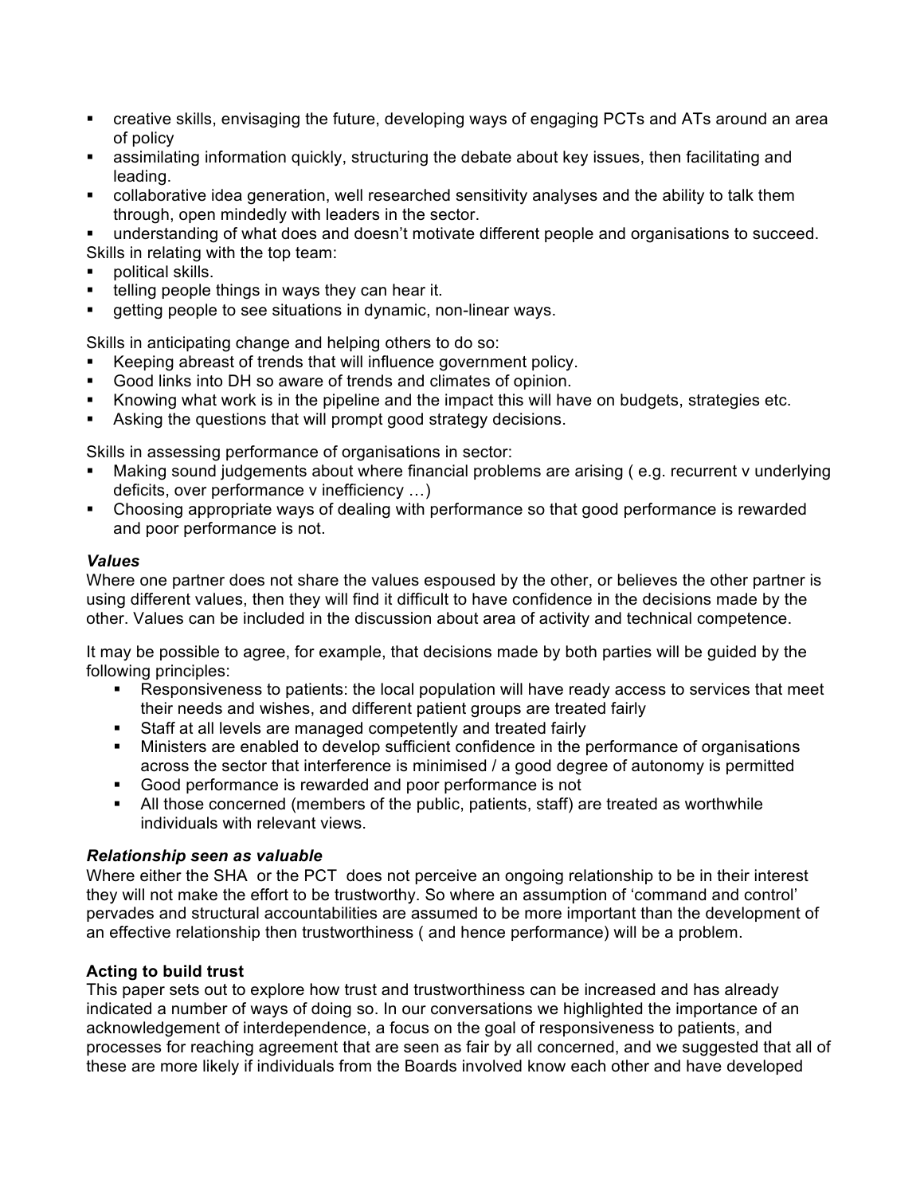- creative skills, envisaging the future, developing ways of engaging PCTs and ATs around an area of policy
- assimilating information quickly, structuring the debate about key issues, then facilitating and leading.
- collaborative idea generation, well researched sensitivity analyses and the ability to talk them through, open mindedly with leaders in the sector.
- understanding of what does and doesn't motivate different people and organisations to succeed.

Skills in relating with the top team:

- political skills.
- telling people things in ways they can hear it.
- getting people to see situations in dynamic, non-linear ways.

Skills in anticipating change and helping others to do so:

- Keeping abreast of trends that will influence government policy.
- Good links into DH so aware of trends and climates of opinion.
- Knowing what work is in the pipeline and the impact this will have on budgets, strategies etc.
- Asking the questions that will prompt good strategy decisions.

Skills in assessing performance of organisations in sector:

- Making sound judgements about where financial problems are arising ( e.g. recurrent v underlying deficits, over performance v inefficiency …)
- Choosing appropriate ways of dealing with performance so that good performance is rewarded and poor performance is not.

***Values***

Where one partner does not share the values espoused by the other, or believes the other partner is using different values, then they will find it difficult to have confidence in the decisions made by the other. Values can be included in the discussion about area of activity and technical competence.

It may be possible to agree, for example, that decisions made by both parties will be guided by the following principles:

- Responsiveness to patients: the local population will have ready access to services that meet their needs and wishes, and different patient groups are treated fairly
- Staff at all levels are managed competently and treated fairly
- Ministers are enabled to develop sufficient confidence in the performance of organisations across the sector that interference is minimised / a good degree of autonomy is permitted
- Good performance is rewarded and poor performance is not
- All those concerned (members of the public, patients, staff) are treated as worthwhile individuals with relevant views.

***Relationship seen as valuable***

Where either the SHA or the PCT does not perceive an ongoing relationship to be in their interest they will not make the effort to be trustworthy. So where an assumption of 'command and control' pervades and structural accountabilities are assumed to be more important than the development of an effective relationship then trustworthiness ( and hence performance) will be a problem.

**Acting to build trust**

This paper sets out to explore how trust and trustworthiness can be increased and has already indicated a number of ways of doing so. In our conversations we highlighted the importance of an acknowledgement of interdependence, a focus on the goal of responsiveness to patients, and processes for reaching agreement that are seen as fair by all concerned, and we suggested that all of these are more likely if individuals from the Boards involved know each other and have developed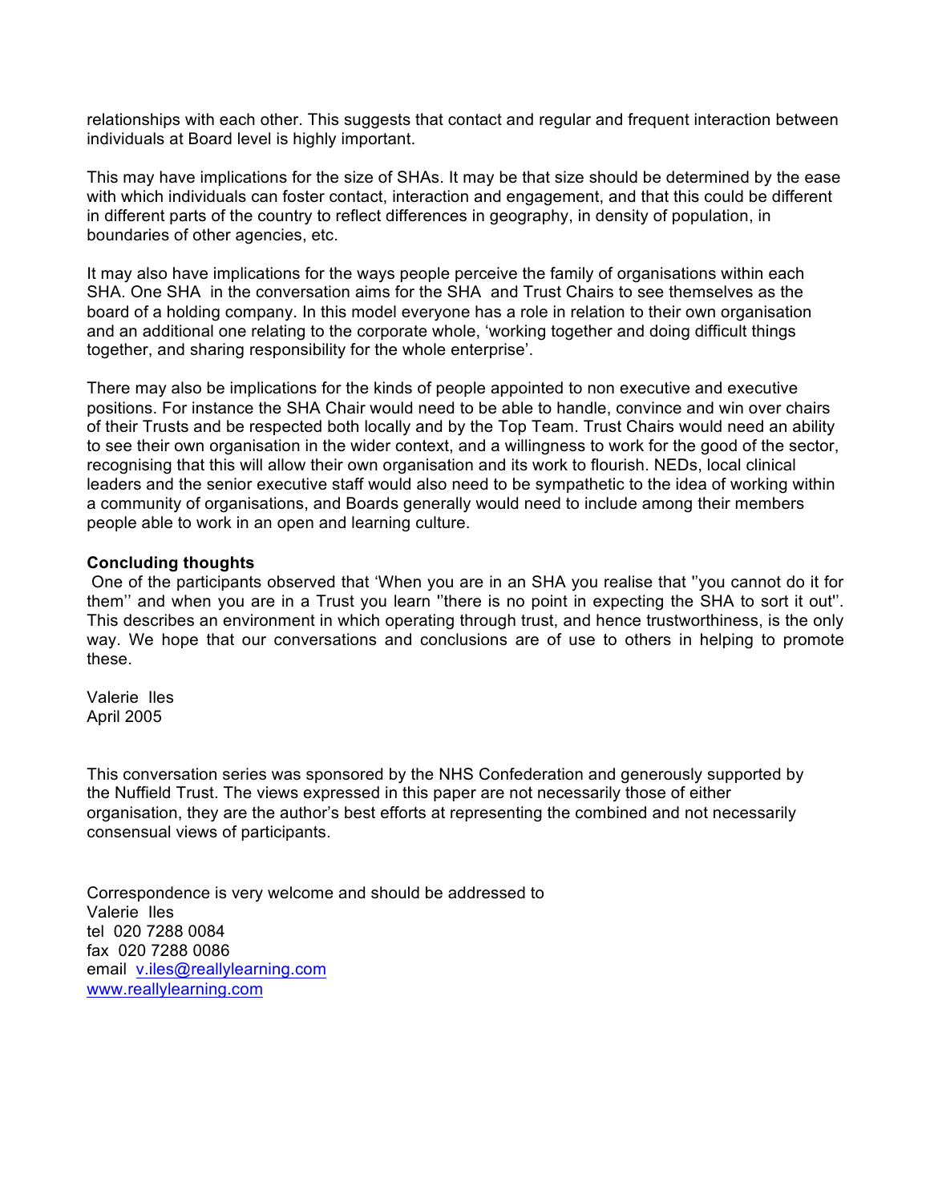relationships with each other. This suggests that contact and regular and frequent interaction between individuals at Board level is highly important.

This may have implications for the size of SHAs. It may be that size should be determined by the ease with which individuals can foster contact, interaction and engagement, and that this could be different in different parts of the country to reflect differences in geography, in density of population, in boundaries of other agencies, etc.

It may also have implications for the ways people perceive the family of organisations within each SHA. One SHA in the conversation aims for the SHA and Trust Chairs to see themselves as the board of a holding company. In this model everyone has a role in relation to their own organisation and an additional one relating to the corporate whole, 'working together and doing difficult things together, and sharing responsibility for the whole enterprise'.

There may also be implications for the kinds of people appointed to non executive and executive positions. For instance the SHA Chair would need to be able to handle, convince and win over chairs of their Trusts and be respected both locally and by the Top Team. Trust Chairs would need an ability to see their own organisation in the wider context, and a willingness to work for the good of the sector, recognising that this will allow their own organisation and its work to flourish. NEDs, local clinical leaders and the senior executive staff would also need to be sympathetic to the idea of working within a community of organisations, and Boards generally would need to include among their members people able to work in an open and learning culture.

**Concluding thoughts**

One of the participants observed that 'When you are in an SHA you realise that ''you cannot do it for them'' and when you are in a Trust you learn ''there is no point in expecting the SHA to sort it out''. This describes an environment in which operating through trust, and hence trustworthiness, is the only way. We hope that our conversations and conclusions are of use to others in helping to promote these.

Valerie Iles
April 2005

This conversation series was sponsored by the NHS Confederation and generously supported by the Nuffield Trust. The views expressed in this paper are not necessarily those of either organisation, they are the author's best efforts at representing the combined and not necessarily consensual views of participants.

Correspondence is very welcome and should be addressed to
Valerie Iles
tel 020 7288 0084
fax 020 7288 0086
email v.iles@reallylearning.com
www.reallylearning.com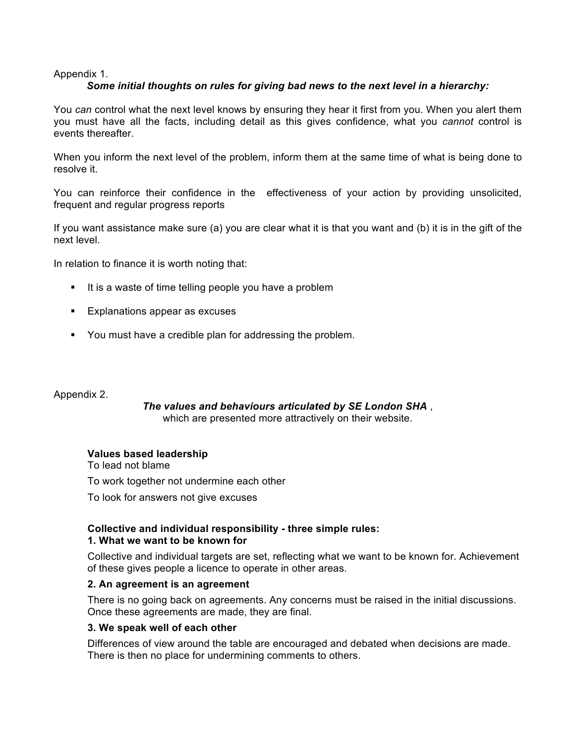Appendix 1.

***Some initial thoughts on rules for giving bad news to the next level in a hierarchy:***

You *can* control what the next level knows by ensuring they hear it first from you. When you alert them you must have all the facts, including detail as this gives confidence, what you *cannot* control is events thereafter.

When you inform the next level of the problem, inform them at the same time of what is being done to resolve it.

You can reinforce their confidence in the effectiveness of your action by providing unsolicited, frequent and regular progress reports

If you want assistance make sure (a) you are clear what it is that you want and (b) it is in the gift of the next level.

In relation to finance it is worth noting that:

- It is a waste of time telling people you have a problem
- Explanations appear as excuses
- You must have a credible plan for addressing the problem.

Appendix 2.

***The values and behaviours articulated by SE London SHA*** ,
which are presented more attractively on their website.

**Values based leadership**

To lead not blame

To work together not undermine each other

To look for answers not give excuses

**Collective and individual responsibility - three simple rules:**

**1. What we want to be known for**

Collective and individual targets are set, reflecting what we want to be known for. Achievement of these gives people a licence to operate in other areas.

**2. An agreement is an agreement**

There is no going back on agreements. Any concerns must be raised in the initial discussions. Once these agreements are made, they are final.

**3. We speak well of each other**

Differences of view around the table are encouraged and debated when decisions are made. There is then no place for undermining comments to others.